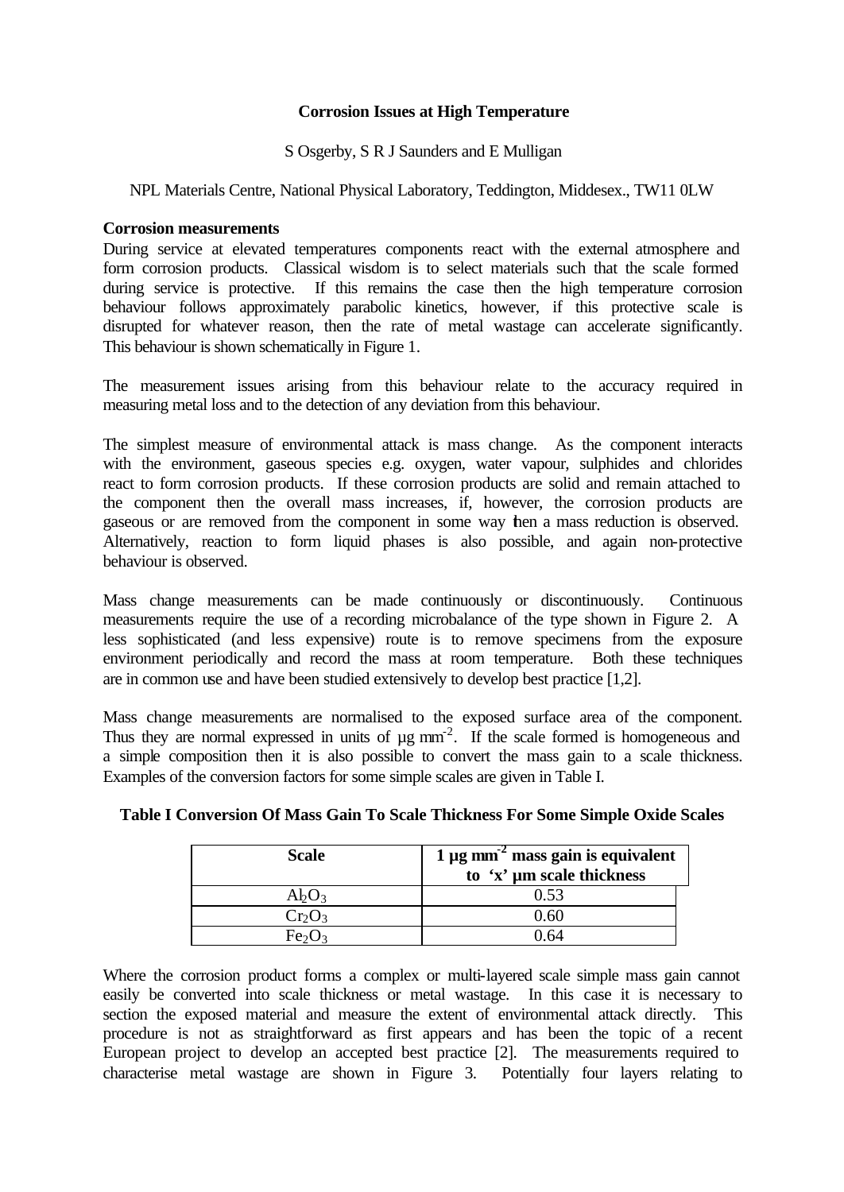# Corrosion Issues at High Temperature

S Osgerby, S R J Saunders and E Mulligan

NPL Materials Centre, National Physical Laboratory, Teddington, Middesex., TW11 0LW

## Corrosion measurements

During service at elevated temperatures components react with the external atmosphere and form corrosion products. Classical wisdom is to select materials such that the scale formed during service is protective. If this remains the case then the high temperature corrosion behaviour follows approximately parabolic kinetics, however, if this protective scale is disrupted for whatever reason, then the rate of metal wastage can accelerate significantly. This behaviour is shown schematically in Figure 1.

The measurement issues arising from this behaviour relate to the accuracy required in measuring metal loss and to the detection of any deviation from this behaviour.

The simplest measure of environmental attack is mass change. As the component interacts with the environment, gaseous species e.g. oxygen, water vapour, sulphides and chlorides react to form corrosion products. If these corrosion products are solid and remain attached to the component then the overall mass increases, if, however, the corrosion products are gaseous or are removed from the component in some way then a mass reduction is observed. Alternatively, reaction to form liquid phases is also possible, and again non-protective behaviour is observed.

Mass change measurements can be made continuously or discontinuously. Continuous measurements require the use of a recording microbalance of the type shown in Figure 2. A less sophisticated (and less expensive) route is to remove specimens from the exposure environment periodically and record the mass at room temperature. Both these techniques are in common use and have been studied extensively to develop best practice [1,2].

Mass change measurements are normalised to the exposed surface area of the component. Thus they are normal expressed in units of µg mm$^{-2}$. If the scale formed is homogeneous and a simple composition then it is also possible to convert the mass gain to a scale thickness. Examples of the conversion factors for some simple scales are given in Table I.

**Table I Conversion Of Mass Gain To Scale Thickness For Some Simple Oxide Scales**

| Scale | 1 µg mm$^{-2}$ mass gain is equivalent to 'x' µm scale thickness |
|---|---|
| $Al_2O_3$ | 0.53 |
| $Cr_2O_3$ | 0.60 |
| $Fe_2O_3$ | 0.64 |

Where the corrosion product forms a complex or multi-layered scale simple mass gain cannot easily be converted into scale thickness or metal wastage. In this case it is necessary to section the exposed material and measure the extent of environmental attack directly. This procedure is not as straightforward as first appears and has been the topic of a recent European project to develop an accepted best practice [2]. The measurements required to characterise metal wastage are shown in Figure 3. Potentially four layers relating to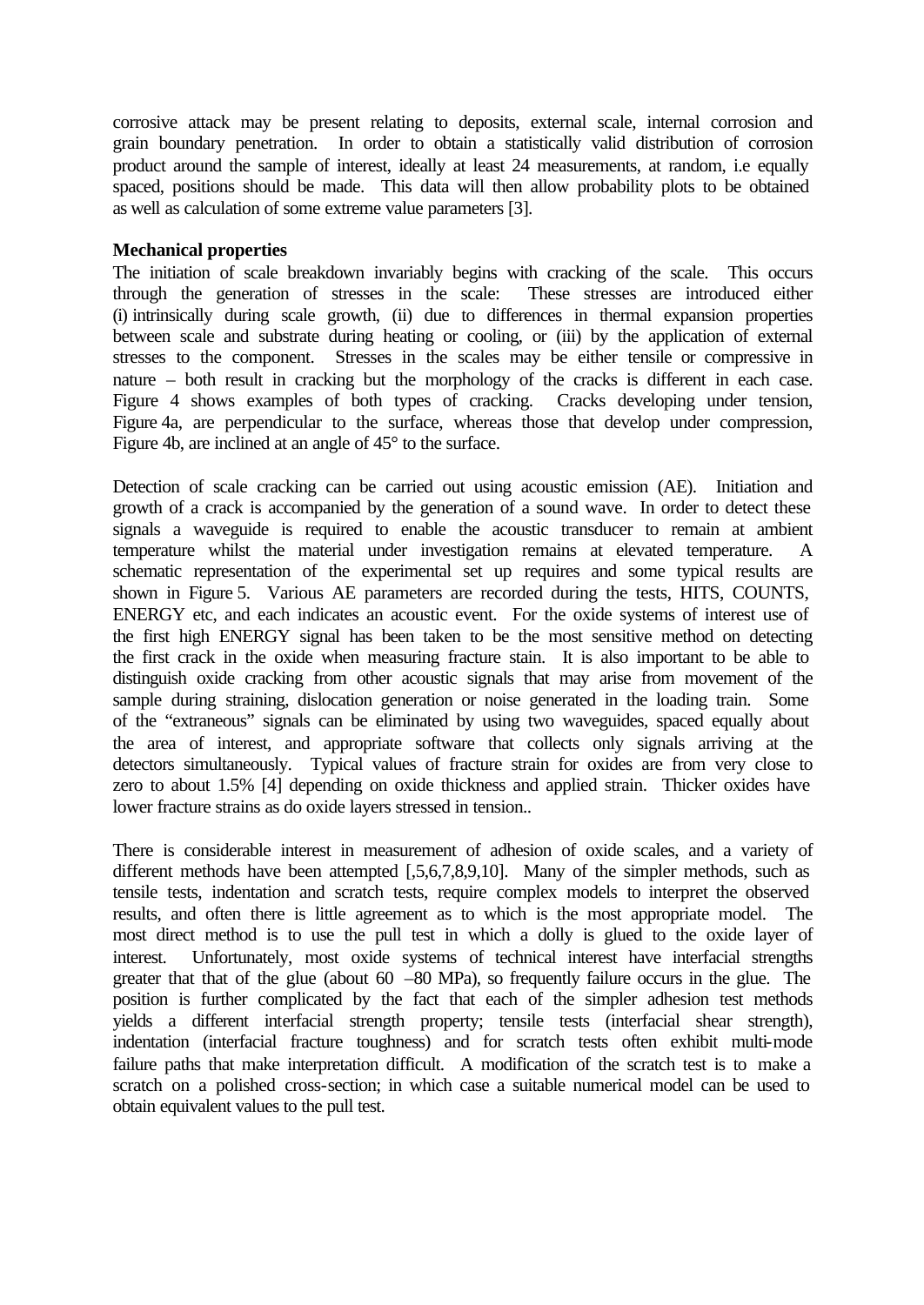corrosive attack may be present relating to deposits, external scale, internal corrosion and grain boundary penetration. In order to obtain a statistically valid distribution of corrosion product around the sample of interest, ideally at least 24 measurements, at random, i.e equally spaced, positions should be made. This data will then allow probability plots to be obtained as well as calculation of some extreme value parameters [3].

**Mechanical properties**

The initiation of scale breakdown invariably begins with cracking of the scale. This occurs through the generation of stresses in the scale: These stresses are introduced either (i) intrinsically during scale growth, (ii) due to differences in thermal expansion properties between scale and substrate during heating or cooling, or (iii) by the application of external stresses to the component. Stresses in the scales may be either tensile or compressive in nature – both result in cracking but the morphology of the cracks is different in each case. Figure 4 shows examples of both types of cracking. Cracks developing under tension, Figure 4a, are perpendicular to the surface, whereas those that develop under compression, Figure 4b, are inclined at an angle of 45° to the surface.

Detection of scale cracking can be carried out using acoustic emission (AE). Initiation and growth of a crack is accompanied by the generation of a sound wave. In order to detect these signals a waveguide is required to enable the acoustic transducer to remain at ambient temperature whilst the material under investigation remains at elevated temperature. A schematic representation of the experimental set up requires and some typical results are shown in Figure 5. Various AE parameters are recorded during the tests, HITS, COUNTS, ENERGY etc, and each indicates an acoustic event. For the oxide systems of interest use of the first high ENERGY signal has been taken to be the most sensitive method on detecting the first crack in the oxide when measuring fracture stain. It is also important to be able to distinguish oxide cracking from other acoustic signals that may arise from movement of the sample during straining, dislocation generation or noise generated in the loading train. Some of the "extraneous" signals can be eliminated by using two waveguides, spaced equally about the area of interest, and appropriate software that collects only signals arriving at the detectors simultaneously. Typical values of fracture strain for oxides are from very close to zero to about 1.5% [4] depending on oxide thickness and applied strain. Thicker oxides have lower fracture strains as do oxide layers stressed in tension..

There is considerable interest in measurement of adhesion of oxide scales, and a variety of different methods have been attempted [,5,6,7,8,9,10]. Many of the simpler methods, such as tensile tests, indentation and scratch tests, require complex models to interpret the observed results, and often there is little agreement as to which is the most appropriate model. The most direct method is to use the pull test in which a dolly is glued to the oxide layer of interest. Unfortunately, most oxide systems of technical interest have interfacial strengths greater that that of the glue (about 60 –80 MPa), so frequently failure occurs in the glue. The position is further complicated by the fact that each of the simpler adhesion test methods yields a different interfacial strength property; tensile tests (interfacial shear strength), indentation (interfacial fracture toughness) and for scratch tests often exhibit multi-mode failure paths that make interpretation difficult. A modification of the scratch test is to make a scratch on a polished cross-section; in which case a suitable numerical model can be used to obtain equivalent values to the pull test.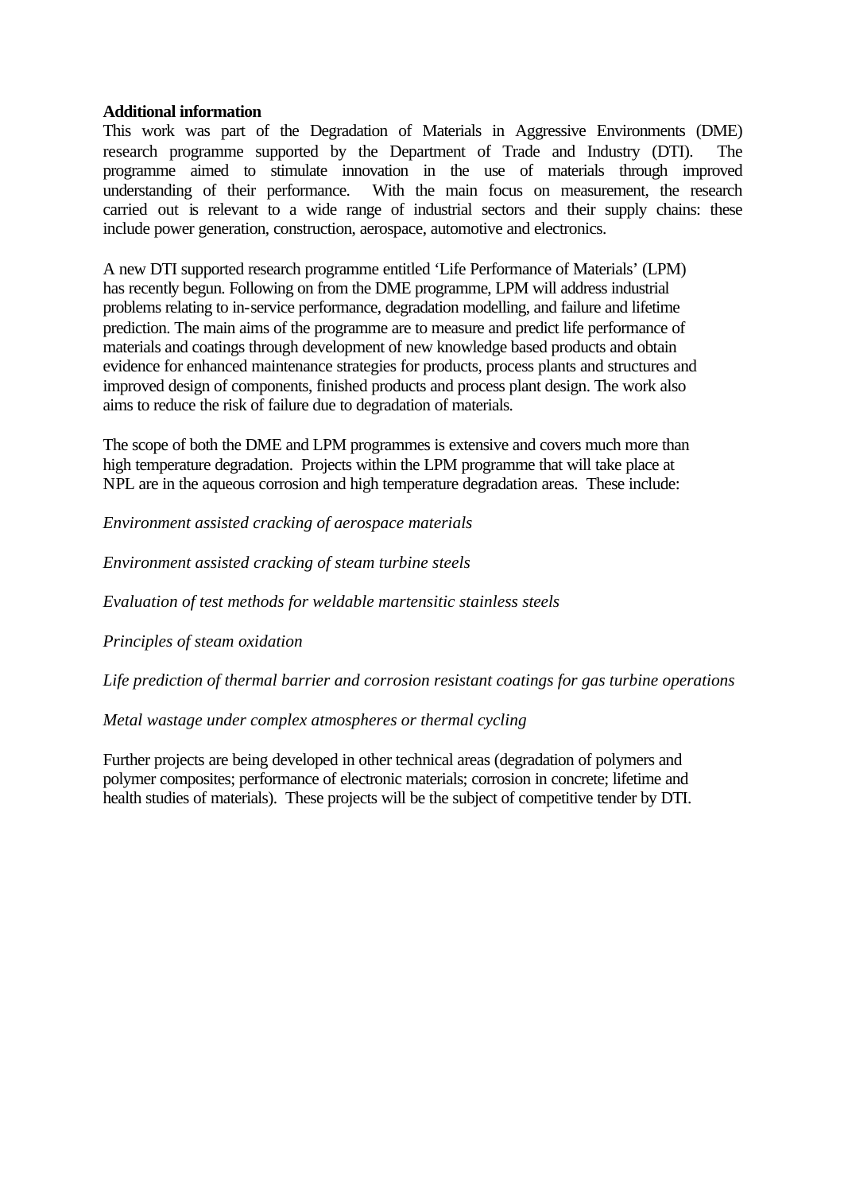**Additional information**

This work was part of the Degradation of Materials in Aggressive Environments (DME) research programme supported by the Department of Trade and Industry (DTI). The programme aimed to stimulate innovation in the use of materials through improved understanding of their performance. With the main focus on measurement, the research carried out is relevant to a wide range of industrial sectors and their supply chains: these include power generation, construction, aerospace, automotive and electronics.

A new DTI supported research programme entitled 'Life Performance of Materials' (LPM) has recently begun. Following on from the DME programme, LPM will address industrial problems relating to in-service performance, degradation modelling, and failure and lifetime prediction. The main aims of the programme are to measure and predict life performance of materials and coatings through development of new knowledge based products and obtain evidence for enhanced maintenance strategies for products, process plants and structures and improved design of components, finished products and process plant design. The work also aims to reduce the risk of failure due to degradation of materials.

The scope of both the DME and LPM programmes is extensive and covers much more than high temperature degradation. Projects within the LPM programme that will take place at NPL are in the aqueous corrosion and high temperature degradation areas. These include:

*Environment assisted cracking of aerospace materials*

*Environment assisted cracking of steam turbine steels*

*Evaluation of test methods for weldable martensitic stainless steels*

*Principles of steam oxidation*

*Life prediction of thermal barrier and corrosion resistant coatings for gas turbine operations*

*Metal wastage under complex atmospheres or thermal cycling*

Further projects are being developed in other technical areas (degradation of polymers and polymer composites; performance of electronic materials; corrosion in concrete; lifetime and health studies of materials). These projects will be the subject of competitive tender by DTI.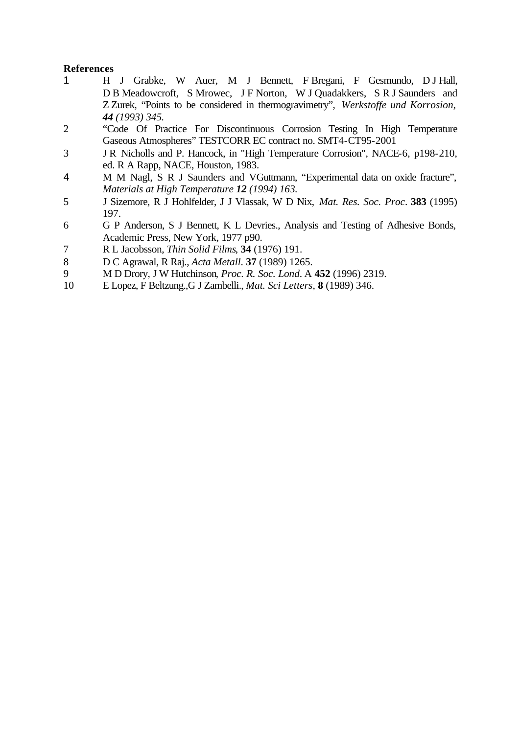**References**

1. H J Grabke, W Auer, M J Bennett, F Bregani, F Gesmundo, D J Hall, D B Meadowcroft, S Mrowec, J F Norton, W J Quadakkers, S R J Saunders and Z Zurek, "Points to be considered in thermogravimetry", *Werkstoffe und Korrosion*, ***44*** *(1993) 345.*
2. "Code Of Practice For Discontinuous Corrosion Testing In High Temperature Gaseous Atmospheres" TESTCORR EC contract no. SMT4-CT95-2001
3. J R Nicholls and P. Hancock, in "High Temperature Corrosion", NACE-6, p198-210, ed. R A Rapp, NACE, Houston, 1983.
4. M M Nagl, S R J Saunders and VGuttmann, "Experimental data on oxide fracture", *Materials at High Temperature* ***12*** *(1994) 163.*
5. J Sizemore, R J Hohlfelder, J J Vlassak, W D Nix, *Mat. Res. Soc. Proc*. **383** (1995) 197.
6. G P Anderson, S J Bennett, K L Devries., Analysis and Testing of Adhesive Bonds, Academic Press, New York, 1977 p90.
7. R L Jacobsson, *Thin Solid Films*, **34** (1976) 191.
8. D C Agrawal, R Raj., *Acta Metall*. **37** (1989) 1265.
9. M D Drory, J W Hutchinson, *Proc. R. Soc. Lond*. A **452** (1996) 2319.
10. E Lopez, F Beltzung.,G J Zambelli., *Mat. Sci Letters*, **8** (1989) 346.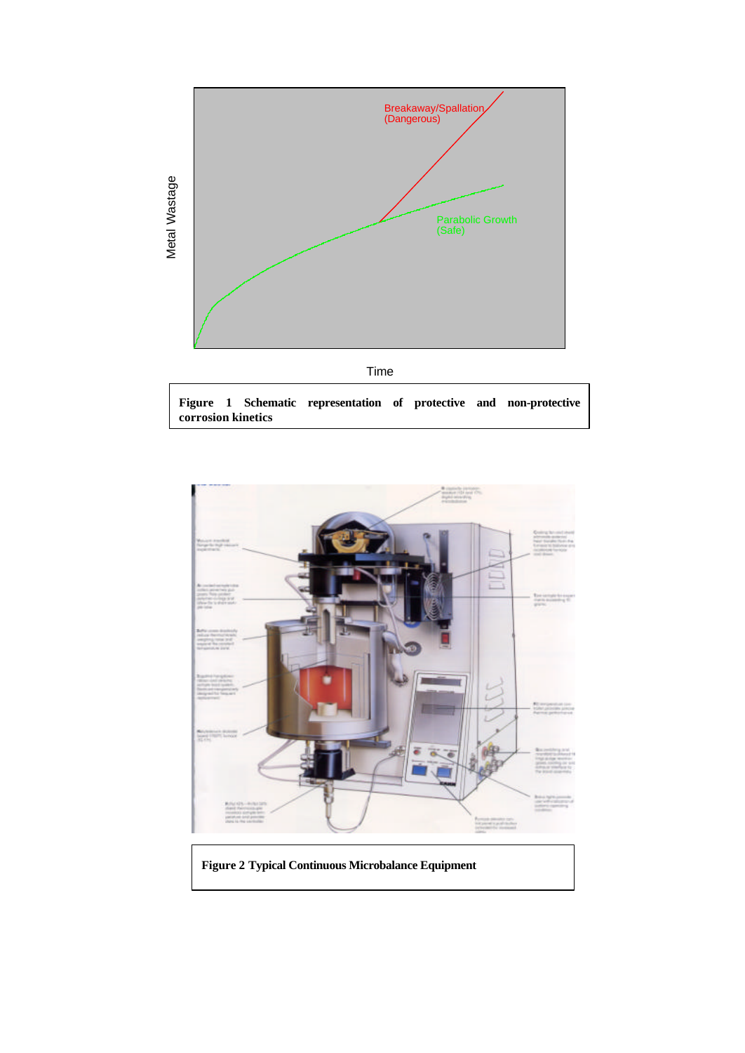**Figure 1 Schematic representation of protective and non-protective corrosion kinetics**

**Figure 2 Typical Continuous Microbalance Equipment**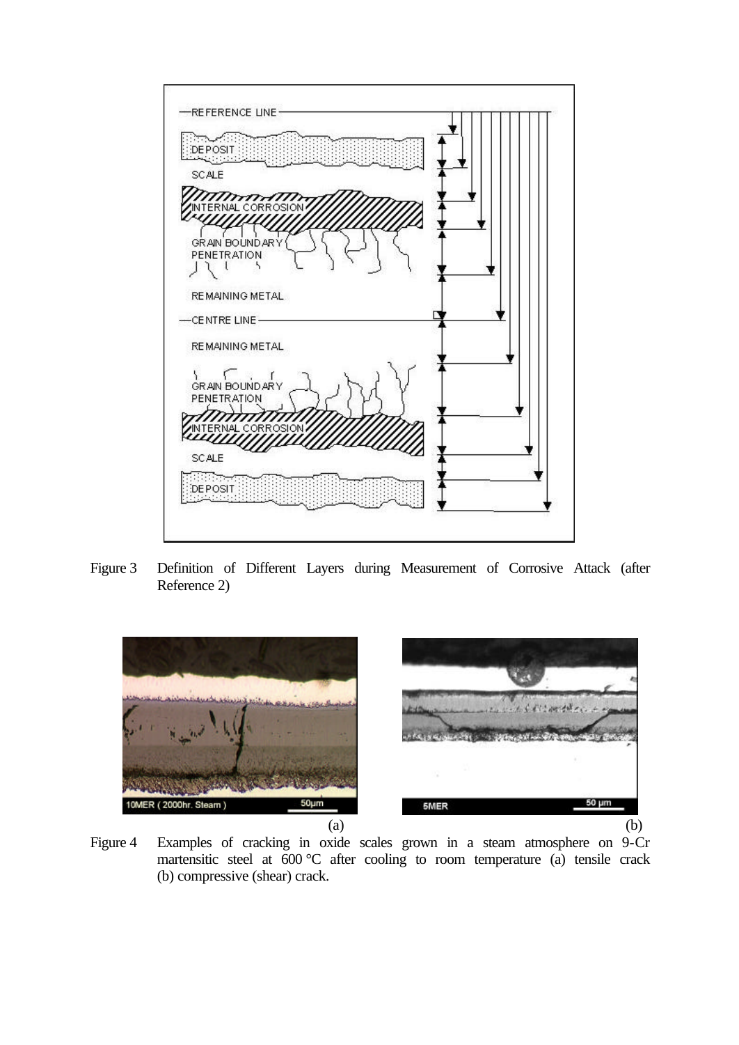Figure 3 Definition of Different Layers during Measurement of Corrosive Attack (after Reference 2)

Figure 4 Examples of cracking in oxide scales grown in a steam atmosphere on 9-Cr martensitic steel at 600 °C after cooling to room temperature (a) tensile crack (b) compressive (shear) crack.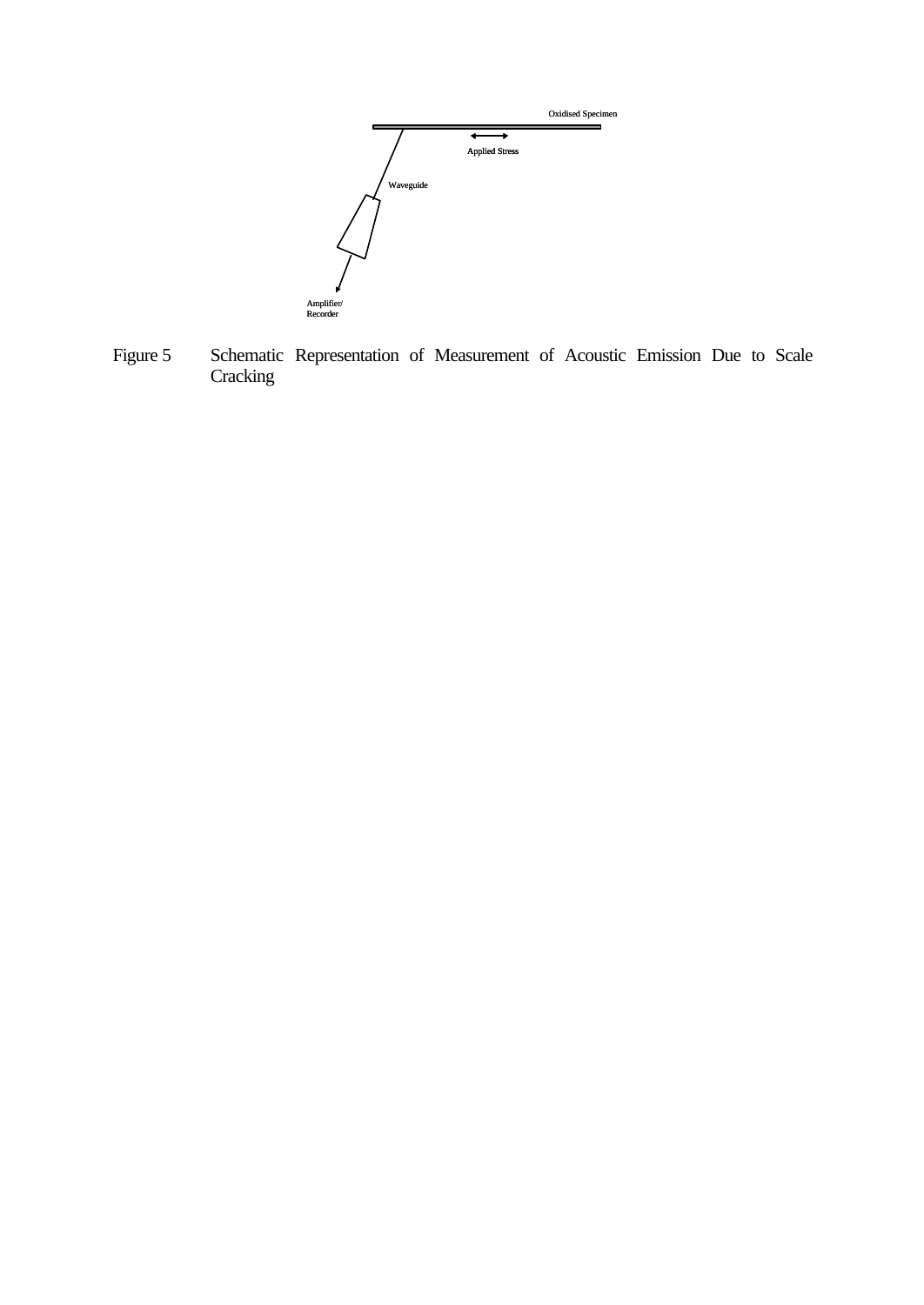Oxidised Specimen

Applied Stress

Waveguide

Amplifier/
Recorder

Figure 5 Schematic Representation of Measurement of Acoustic Emission Due to Scale Cracking